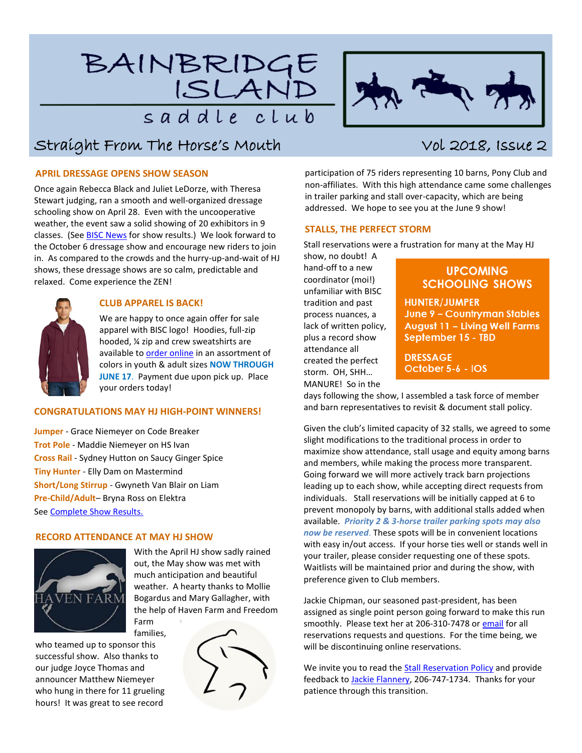# BAINBRIDGE ISLAND saddle club

## Straight From The Horse's Mouth

Vol 2018, Issue 2

### APRIL DRESSAGE OPENS SHOW SEASON

Once again Rebecca Black and Juliet LeDorze, with Theresa Stewart judging, ran a smooth and well-organized dressage schooling show on April 28. Even with the uncooperative weather, the event saw a solid showing of 20 exhibitors in 9 classes. (See BISC News for show results.) We look forward to the October 6 dressage show and encourage new riders to join in. As compared to the crowds and the hurry-up-and-wait of HJ shows, these dressage shows are so calm, predictable and relaxed. Come experience the ZEN!

### CLUB APPAREL IS BACK!

We are happy to once again offer for sale apparel with BISC logo! Hoodies, full-zip hooded, ¼ zip and crew sweatshirts are available to order online in an assortment of colors in youth & adult sizes **NOW THROUGH JUNE 17**. Payment due upon pick up. Place your orders today!

### CONGRATULATIONS MAY HJ HIGH-POINT WINNERS!

**Jumper** - Grace Niemeyer on Code Breaker
**Trot Pole** - Maddie Niemeyer on HS Ivan
**Cross Rail** - Sydney Hutton on Saucy Ginger Spice
**Tiny Hunter** - Elly Dam on Mastermind
**Short/Long Stirrup** - Gwyneth Van Blair on Liam
**Pre-Child/Adult**– Bryna Ross on Elektra
See Complete Show Results.

### RECORD ATTENDANCE AT MAY HJ SHOW

With the April HJ show sadly rained out, the May show was met with much anticipation and beautiful weather. A hearty thanks to Mollie Bogardus and Mary Gallagher, with the help of Haven Farm and Freedom Farm families, who teamed up to sponsor this successful show. Also thanks to our judge Joyce Thomas and announcer Matthew Niemeyer who hung in there for 11 grueling hours! It was great to see record participation of 75 riders representing 10 barns, Pony Club and non-affiliates. With this high attendance came some challenges in trailer parking and stall over-capacity, which are being addressed. We hope to see you at the June 9 show!

### STALLS, THE PERFECT STORM

Stall reservations were a frustration for many at the May HJ show, no doubt! A hand-off to a new coordinator (moi!) unfamiliar with BISC tradition and past process nuances, a lack of written policy, plus a record show attendance all created the perfect storm. OH, SHH… MANURE! So in the days following the show, I assembled a task force of member and barn representatives to revisit & document stall policy.

Given the club's limited capacity of 32 stalls, we agreed to some slight modifications to the traditional process in order to maximize show attendance, stall usage and equity among barns and members, while making the process more transparent. Going forward we will more actively track barn projections leading up to each show, while accepting direct requests from individuals. Stall reservations will be initially capped at 6 to prevent monopoly by barns, with additional stalls added when available. ***Priority 2 & 3-horse trailer parking spots may also now be reserved***. These spots will be in convenient locations with easy in/out access. If your horse ties well or stands well in your trailer, please consider requesting one of these spots. Waitlists will be maintained prior and during the show, with preference given to Club members.

Jackie Chipman, our seasoned past-president, has been assigned as single point person going forward to make this run smoothly. Please text her at 206-310-7478 or email for all reservations requests and questions. For the time being, we will be discontinuing online reservations.

We invite you to read the Stall Reservation Policy and provide feedback to Jackie Flannery, 206-747-1734. Thanks for your patience through this transition.

### UPCOMING SCHOOLING SHOWS

**HUNTER/JUMPER**
June 9 – Countryman Stables
August 11 – Living Well Farms
September 15 - TBD

**DRESSAGE**
October 5-6 - IOS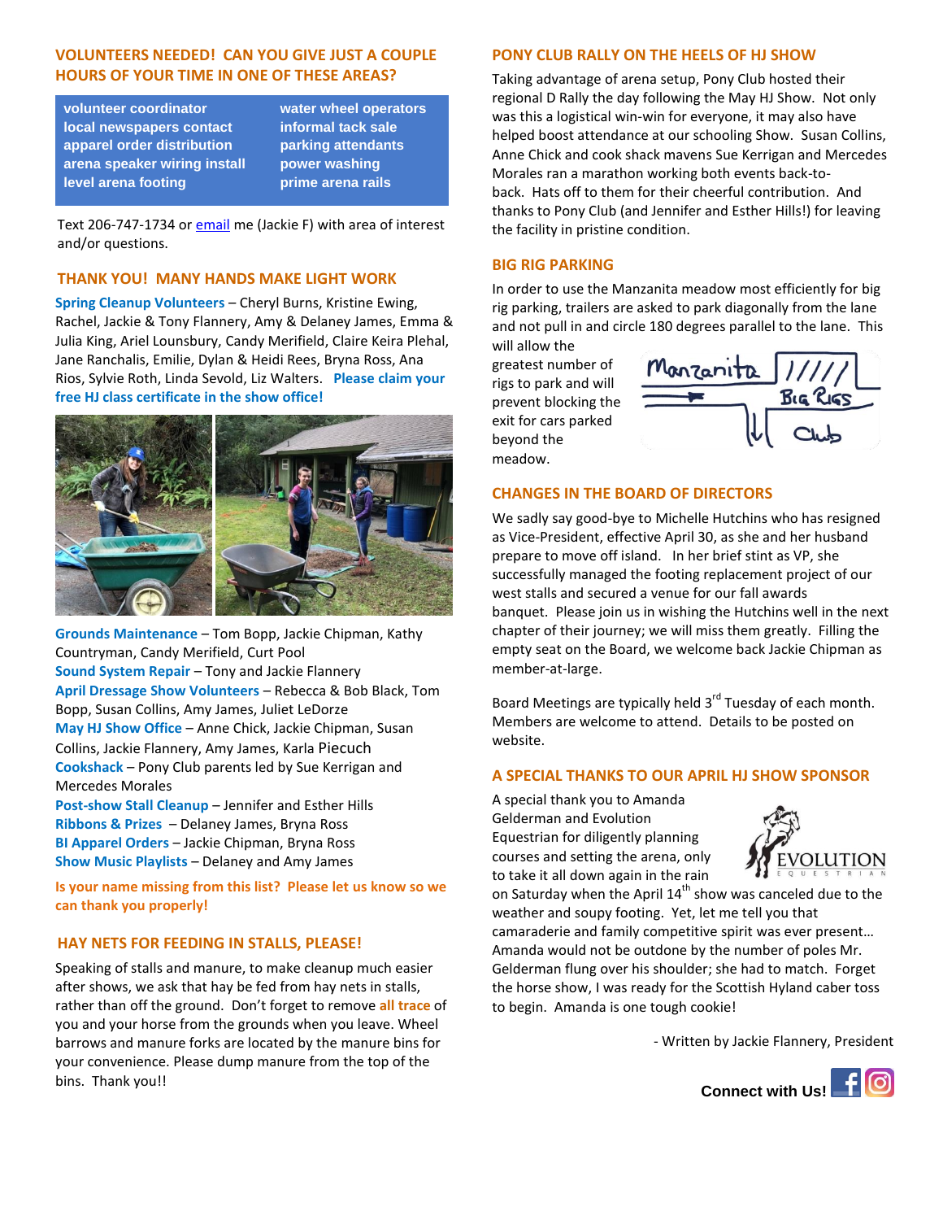## VOLUNTEERS NEEDED! CAN YOU GIVE JUST A COUPLE HOURS OF YOUR TIME IN ONE OF THESE AREAS?

| | |
|---|---|
| volunteer coordinator | water wheel operators |
| local newspapers contact | informal tack sale |
| apparel order distribution | parking attendants |
| arena speaker wiring install | power washing |
| level arena footing | prime arena rails |

Text 206-747-1734 or email me (Jackie F) with area of interest and/or questions.

## THANK YOU! MANY HANDS MAKE LIGHT WORK

**Spring Cleanup Volunteers** – Cheryl Burns, Kristine Ewing, Rachel, Jackie & Tony Flannery, Amy & Delaney James, Emma & Julia King, Ariel Lounsbury, Candy Merifield, Claire Keira Plehal, Jane Ranchalis, Emilie, Dylan & Heidi Rees, Bryna Ross, Ana Rios, Sylvie Roth, Linda Sevold, Liz Walters. **Please claim your free HJ class certificate in the show office!**

**Grounds Maintenance** – Tom Bopp, Jackie Chipman, Kathy Countryman, Candy Merifield, Curt Pool
**Sound System Repair** – Tony and Jackie Flannery
**April Dressage Show Volunteers** – Rebecca & Bob Black, Tom Bopp, Susan Collins, Amy James, Juliet LeDorze
**May HJ Show Office** – Anne Chick, Jackie Chipman, Susan Collins, Jackie Flannery, Amy James, Karla Piecuch
**Cookshack** – Pony Club parents led by Sue Kerrigan and Mercedes Morales
**Post-show Stall Cleanup** – Jennifer and Esther Hills
**Ribbons & Prizes** – Delaney James, Bryna Ross
**BI Apparel Orders** – Jackie Chipman, Bryna Ross
**Show Music Playlists** – Delaney and Amy James

**Is your name missing from this list? Please let us know so we can thank you properly!**

## HAY NETS FOR FEEDING IN STALLS, PLEASE!

Speaking of stalls and manure, to make cleanup much easier after shows, we ask that hay be fed from hay nets in stalls, rather than off the ground. Don't forget to remove **all trace** of you and your horse from the grounds when you leave. Wheel barrows and manure forks are located by the manure bins for your convenience. Please dump manure from the top of the bins. Thank you!!

## PONY CLUB RALLY ON THE HEELS OF HJ SHOW

Taking advantage of arena setup, Pony Club hosted their regional D Rally the day following the May HJ Show. Not only was this a logistical win-win for everyone, it may also have helped boost attendance at our schooling Show. Susan Collins, Anne Chick and cook shack mavens Sue Kerrigan and Mercedes Morales ran a marathon working both events back-to-back. Hats off to them for their cheerful contribution. And thanks to Pony Club (and Jennifer and Esther Hills!) for leaving the facility in pristine condition.

## BIG RIG PARKING

In order to use the Manzanita meadow most efficiently for big rig parking, trailers are asked to park diagonally from the lane and not pull in and circle 180 degrees parallel to the lane. This will allow the greatest number of rigs to park and will prevent blocking the exit for cars parked beyond the meadow.

Manzanita
Big Rigs
Club

## CHANGES IN THE BOARD OF DIRECTORS

We sadly say good-bye to Michelle Hutchins who has resigned as Vice-President, effective April 30, as she and her husband prepare to move off island. In her brief stint as VP, she successfully managed the footing replacement project of our west stalls and secured a venue for our fall awards banquet. Please join us in wishing the Hutchins well in the next chapter of their journey; we will miss them greatly. Filling the empty seat on the Board, we welcome back Jackie Chipman as member-at-large.

Board Meetings are typically held 3rd Tuesday of each month. Members are welcome to attend. Details to be posted on website.

## A SPECIAL THANKS TO OUR APRIL HJ SHOW SPONSOR

A special thank you to Amanda Gelderman and Evolution Equestrian for diligently planning courses and setting the arena, only to take it all down again in the rain on Saturday when the April 14th show was canceled due to the weather and soupy footing. Yet, let me tell you that camaraderie and family competitive spirit was ever present… Amanda would not be outdone by the number of poles Mr. Gelderman flung over his shoulder; she had to match. Forget the horse show, I was ready for the Scottish Hyland caber toss to begin. Amanda is one tough cookie!

- Written by Jackie Flannery, President

**Connect with Us!**